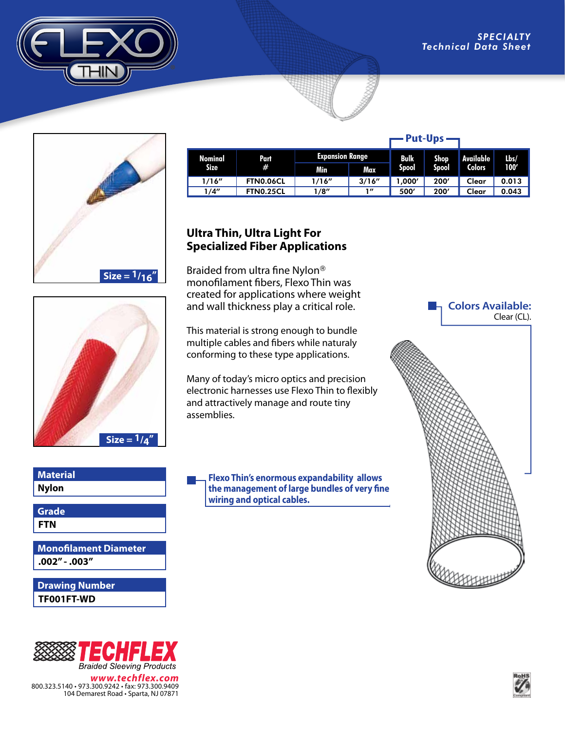SPECIALTY
Technical Data Sheet

# FLEXO THIN

Size = 1/16″

Size = 1/4″

| Nominal Size | Part # | Expansion Range | | Put-Ups | | Available Colors | Lbs/ 100′ |
|---|---|---|---|---|---|---|---|
| | | Min | Max | Bulk Spool | Shop Spool | | |
| 1/16″ | FTN0.06CL | 1/16″ | 3/16″ | 1,000′ | 200′ | Clear | 0.013 |
| 1/4″ | FTN0.25CL | 1/8″ | 1″ | 500′ | 200′ | Clear | 0.043 |

## Ultra Thin, Ultra Light For Specialized Fiber Applications

Braided from ultra fine Nylon® monofilament fibers, Flexo Thin was created for applications where weight and wall thickness play a critical role.

This material is strong enough to bundle multiple cables and fibers while naturaly conforming to these type applications.

Many of today's micro optics and precision electronic harnesses use Flexo Thin to flexibly and attractively manage and route tiny assemblies.

**Flexo Thin's enormous expandability allows the management of large bundles of very fine wiring and optical cables.**

**Colors Available:**
Clear (CL).

| Material |
|---|
| Nylon |

| Grade |
|---|
| FTN |

| Monofilament Diameter |
|---|
| .002″ - .003″ |

| Drawing Number |
|---|
| TF001FT-WD |

TECHFLEX
Braided Sleeving Products
www.techflex.com
800.323.5140 • 973.300.9242 • fax: 973.300.9409
104 Demarest Road • Sparta, NJ 07871

RoHS Compliant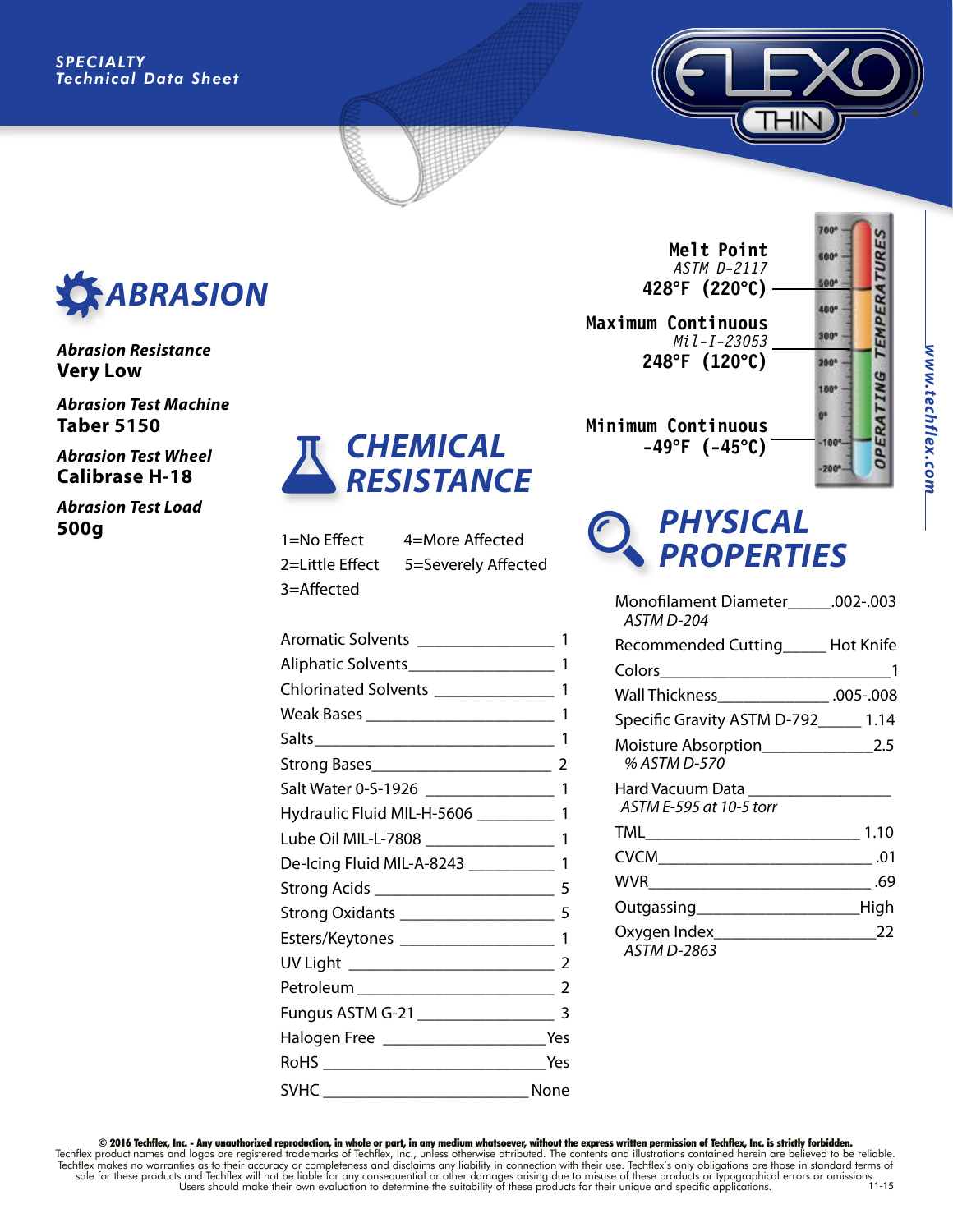SPECIALTY
Technical Data Sheet

FLEXO THIN

## ABRASION

***Abrasion Resistance***
**Very Low**

***Abrasion Test Machine***
**Taber 5150**

***Abrasion Test Wheel***
**Calibrase H-18**

***Abrasion Test Load***
**500g**

**Melt Point**
*ASTM D-2117*
**428°F (220°C)**

**Maximum Continuous**
*Mil-I-23053*
**248°F (120°C)**

**Minimum Continuous**
**-49°F (-45°C)**

OPERATING TEMPERATURES
700°
600°
500°
400°
300°
200°
100°
0°
-100°
-200°

## CHEMICAL RESISTANCE

1=No Effect
2=Little Effect
3=Affected
4=More Affected
5=Severely Affected

| | |
|---|---|
| Aromatic Solvents | 1 |
| Aliphatic Solvents | 1 |
| Chlorinated Solvents | 1 |
| Weak Bases | 1 |
| Salts | 1 |
| Strong Bases | 2 |
| Salt Water 0-S-1926 | 1 |
| Hydraulic Fluid MIL-H-5606 | 1 |
| Lube Oil MIL-L-7808 | 1 |
| De-Icing Fluid MIL-A-8243 | 1 |
| Strong Acids | 5 |
| Strong Oxidants | 5 |
| Esters/Keytones | 1 |
| UV Light | 2 |
| Petroleum | 2 |
| Fungus ASTM G-21 | 3 |
| Halogen Free | Yes |
| RoHS | Yes |
| SVHC | None |

## PHYSICAL PROPERTIES

| | |
|---|---|
| Monofilament Diameter *ASTM D-204* | .002-.003 |
| Recommended Cutting | Hot Knife |
| Colors | 1 |
| Wall Thickness | .005-.008 |
| Specific Gravity ASTM D-792 | 1.14 |
| Moisture Absorption *% ASTM D-570* | 2.5 |
| Hard Vacuum Data *ASTM E-595 at 10-5 torr* | |
| TML | 1.10 |
| CVCM | .01 |
| WVR | .69 |
| Outgassing | High |
| Oxygen Index *ASTM D-2863* | 22 |

www.techflex.com

**© 2016 Techflex, Inc. - Any unauthorized reproduction, in whole or part, in any medium whatsoever, without the express written permission of Techflex, Inc. is strictly forbidden.**
Techflex product names and logos are registered trademarks of Techflex, Inc., unless otherwise attributed. The contents and illustrations contained herein are believed to be reliable. Techflex makes no warranties as to their accuracy or completeness and disclaims any liability in connection with their use. Techflex's only obligations are those in standard terms of sale for these products and Techflex will not be liable for any consequential or other damages arising due to misuse of these products or typographical errors or omissions. Users should make their own evaluation to determine the suitability of these products for their unique and specific applications. 11-15